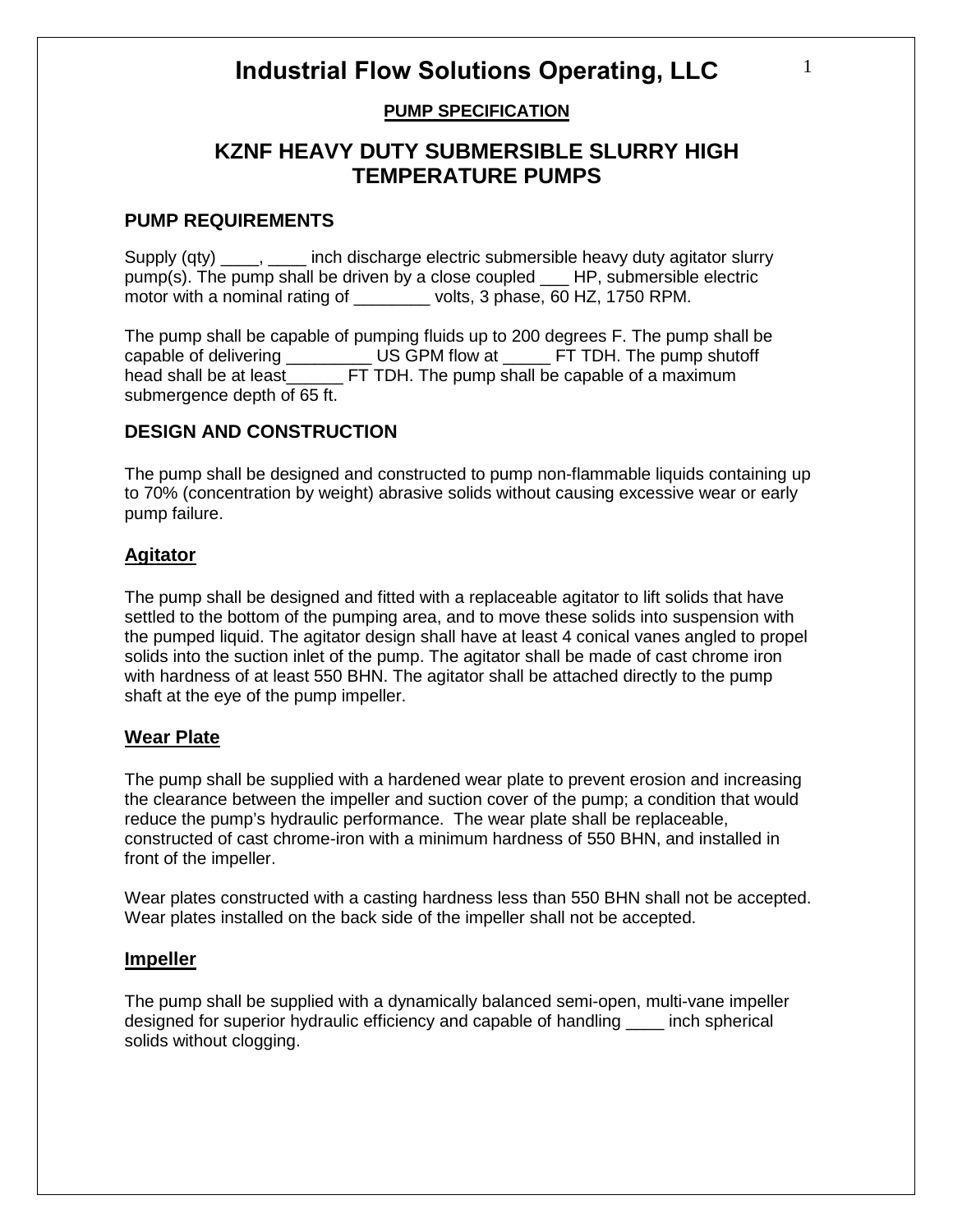# Industrial Flow Solutions Operating, LLC

**PUMP SPECIFICATION**

## KZNF HEAVY DUTY SUBMERSIBLE SLURRY HIGH TEMPERATURE PUMPS

### PUMP REQUIREMENTS

Supply (qty) ____, ____ inch discharge electric submersible heavy duty agitator slurry pump(s). The pump shall be driven by a close coupled ___ HP, submersible electric motor with a nominal rating of ________ volts, 3 phase, 60 HZ, 1750 RPM.

The pump shall be capable of pumping fluids up to 200 degrees F. The pump shall be capable of delivering _________ US GPM flow at _____ FT TDH. The pump shutoff head shall be at least______ FT TDH. The pump shall be capable of a maximum submergence depth of 65 ft.

### DESIGN AND CONSTRUCTION

The pump shall be designed and constructed to pump non-flammable liquids containing up to 70% (concentration by weight) abrasive solids without causing excessive wear or early pump failure.

#### Agitator

The pump shall be designed and fitted with a replaceable agitator to lift solids that have settled to the bottom of the pumping area, and to move these solids into suspension with the pumped liquid. The agitator design shall have at least 4 conical vanes angled to propel solids into the suction inlet of the pump. The agitator shall be made of cast chrome iron with hardness of at least 550 BHN. The agitator shall be attached directly to the pump shaft at the eye of the pump impeller.

#### Wear Plate

The pump shall be supplied with a hardened wear plate to prevent erosion and increasing the clearance between the impeller and suction cover of the pump; a condition that would reduce the pump's hydraulic performance. The wear plate shall be replaceable, constructed of cast chrome-iron with a minimum hardness of 550 BHN, and installed in front of the impeller.

Wear plates constructed with a casting hardness less than 550 BHN shall not be accepted. Wear plates installed on the back side of the impeller shall not be accepted.

#### Impeller

The pump shall be supplied with a dynamically balanced semi-open, multi-vane impeller designed for superior hydraulic efficiency and capable of handling ____ inch spherical solids without clogging.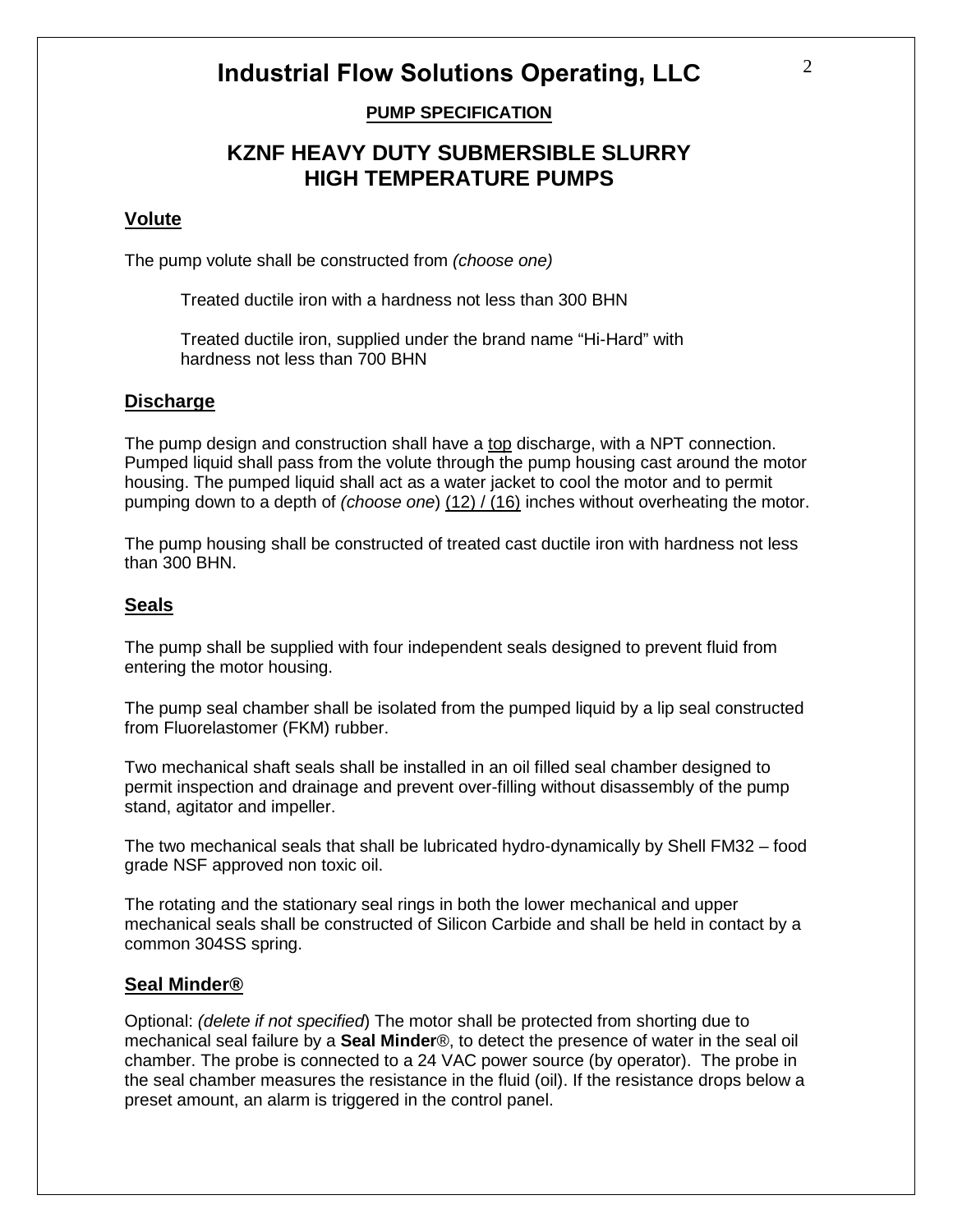# Industrial Flow Solutions Operating, LLC

**PUMP SPECIFICATION**

## KZNF HEAVY DUTY SUBMERSIBLE SLURRY HIGH TEMPERATURE PUMPS

### Volute

The pump volute shall be constructed from *(choose one)*

Treated ductile iron with a hardness not less than 300 BHN

Treated ductile iron, supplied under the brand name "Hi-Hard" with hardness not less than 700 BHN

### Discharge

The pump design and construction shall have a top discharge, with a NPT connection. Pumped liquid shall pass from the volute through the pump housing cast around the motor housing. The pumped liquid shall act as a water jacket to cool the motor and to permit pumping down to a depth of *(choose one*) (12) / (16) inches without overheating the motor.

The pump housing shall be constructed of treated cast ductile iron with hardness not less than 300 BHN.

### Seals

The pump shall be supplied with four independent seals designed to prevent fluid from entering the motor housing.

The pump seal chamber shall be isolated from the pumped liquid by a lip seal constructed from Fluorelastomer (FKM) rubber.

Two mechanical shaft seals shall be installed in an oil filled seal chamber designed to permit inspection and drainage and prevent over-filling without disassembly of the pump stand, agitator and impeller.

The two mechanical seals that shall be lubricated hydro-dynamically by Shell FM32 – food grade NSF approved non toxic oil.

The rotating and the stationary seal rings in both the lower mechanical and upper mechanical seals shall be constructed of Silicon Carbide and shall be held in contact by a common 304SS spring.

### Seal Minder®

Optional: *(delete if not specified*) The motor shall be protected from shorting due to mechanical seal failure by a **Seal Minder**®, to detect the presence of water in the seal oil chamber. The probe is connected to a 24 VAC power source (by operator). The probe in the seal chamber measures the resistance in the fluid (oil). If the resistance drops below a preset amount, an alarm is triggered in the control panel.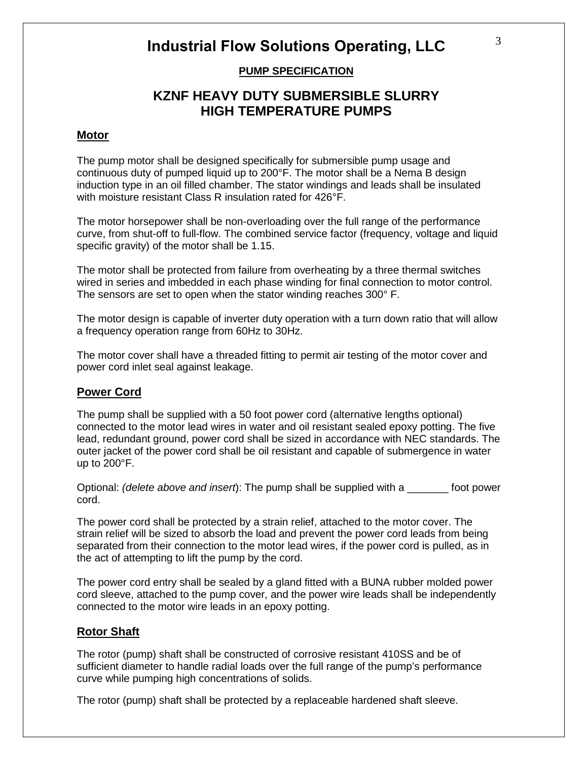# Industrial Flow Solutions Operating, LLC

**PUMP SPECIFICATION**

## KZNF HEAVY DUTY SUBMERSIBLE SLURRY HIGH TEMPERATURE PUMPS

### Motor

The pump motor shall be designed specifically for submersible pump usage and continuous duty of pumped liquid up to 200°F. The motor shall be a Nema B design induction type in an oil filled chamber. The stator windings and leads shall be insulated with moisture resistant Class R insulation rated for 426°F.

The motor horsepower shall be non-overloading over the full range of the performance curve, from shut-off to full-flow. The combined service factor (frequency, voltage and liquid specific gravity) of the motor shall be 1.15.

The motor shall be protected from failure from overheating by a three thermal switches wired in series and imbedded in each phase winding for final connection to motor control. The sensors are set to open when the stator winding reaches 300° F.

The motor design is capable of inverter duty operation with a turn down ratio that will allow a frequency operation range from 60Hz to 30Hz.

The motor cover shall have a threaded fitting to permit air testing of the motor cover and power cord inlet seal against leakage.

### Power Cord

The pump shall be supplied with a 50 foot power cord (alternative lengths optional) connected to the motor lead wires in water and oil resistant sealed epoxy potting. The five lead, redundant ground, power cord shall be sized in accordance with NEC standards. The outer jacket of the power cord shall be oil resistant and capable of submergence in water up to 200°F.

Optional: *(delete above and insert)*: The pump shall be supplied with a _______ foot power cord.

The power cord shall be protected by a strain relief, attached to the motor cover. The strain relief will be sized to absorb the load and prevent the power cord leads from being separated from their connection to the motor lead wires, if the power cord is pulled, as in the act of attempting to lift the pump by the cord.

The power cord entry shall be sealed by a gland fitted with a BUNA rubber molded power cord sleeve, attached to the pump cover, and the power wire leads shall be independently connected to the motor wire leads in an epoxy potting.

### Rotor Shaft

The rotor (pump) shaft shall be constructed of corrosive resistant 410SS and be of sufficient diameter to handle radial loads over the full range of the pump's performance curve while pumping high concentrations of solids.

The rotor (pump) shaft shall be protected by a replaceable hardened shaft sleeve.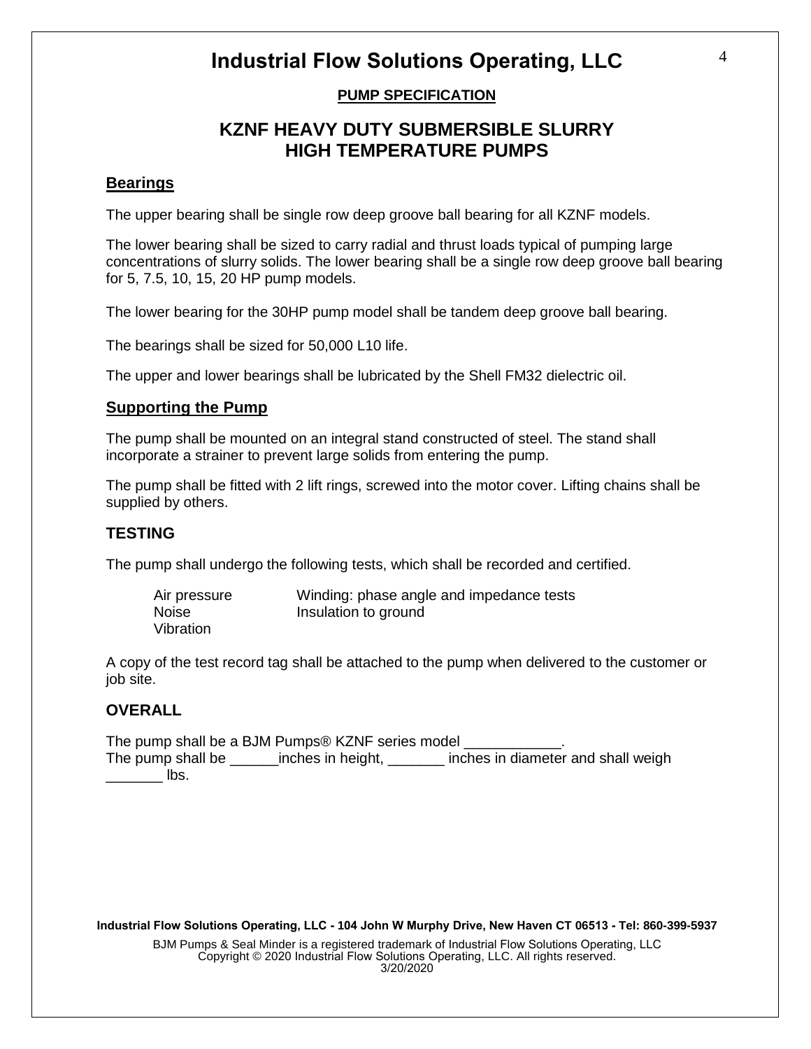# Industrial Flow Solutions Operating, LLC

**PUMP SPECIFICATION**

## KZNF HEAVY DUTY SUBMERSIBLE SLURRY HIGH TEMPERATURE PUMPS

### Bearings

The upper bearing shall be single row deep groove ball bearing for all KZNF models.

The lower bearing shall be sized to carry radial and thrust loads typical of pumping large concentrations of slurry solids. The lower bearing shall be a single row deep groove ball bearing for 5, 7.5, 10, 15, 20 HP pump models.

The lower bearing for the 30HP pump model shall be tandem deep groove ball bearing.

The bearings shall be sized for 50,000 L10 life.

The upper and lower bearings shall be lubricated by the Shell FM32 dielectric oil.

### Supporting the Pump

The pump shall be mounted on an integral stand constructed of steel. The stand shall incorporate a strainer to prevent large solids from entering the pump.

The pump shall be fitted with 2 lift rings, screwed into the motor cover. Lifting chains shall be supplied by others.

### TESTING

The pump shall undergo the following tests, which shall be recorded and certified.

| | |
|---|---|
| Air pressure | Winding: phase angle and impedance tests |
| Noise | Insulation to ground |
| Vibration | |

A copy of the test record tag shall be attached to the pump when delivered to the customer or job site.

### OVERALL

The pump shall be a BJM Pumps® KZNF series model ____________.
The pump shall be ______inches in height, _______ inches in diameter and shall weigh _______ lbs.

**Industrial Flow Solutions Operating, LLC - 104 John W Murphy Drive, New Haven CT 06513 - Tel: 860-399-5937**

BJM Pumps & Seal Minder is a registered trademark of Industrial Flow Solutions Operating, LLC
Copyright © 2020 Industrial Flow Solutions Operating, LLC. All rights reserved.
3/20/2020